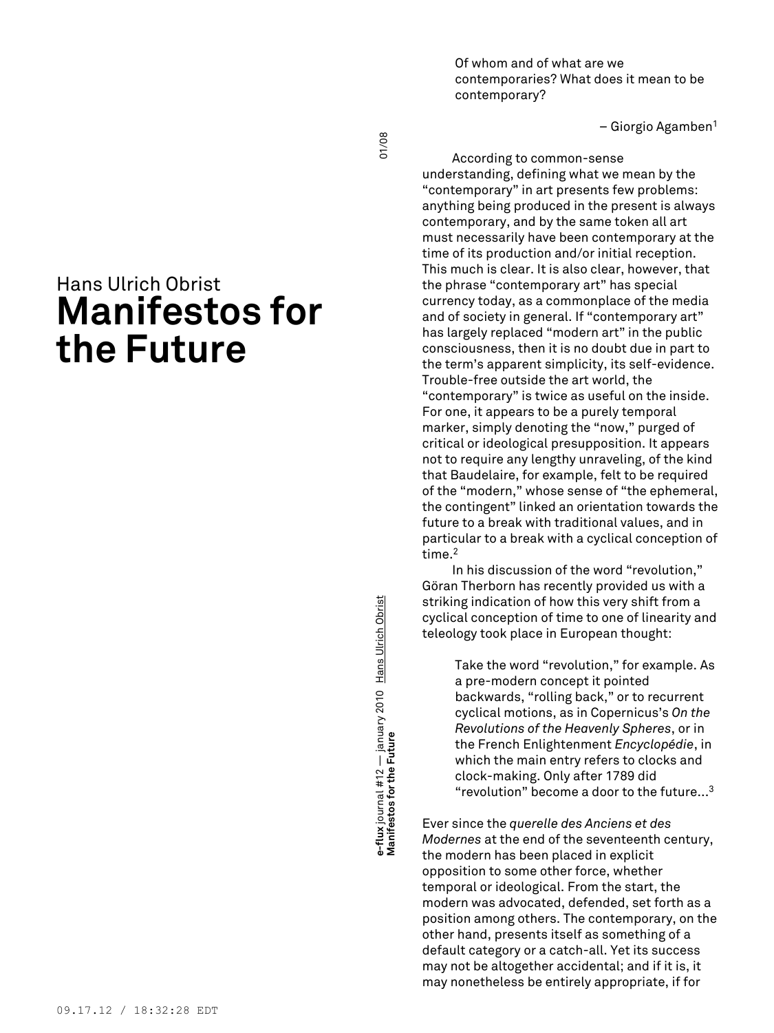Hans Ulrich Obrist

# Manifestos for the Future

> Of whom and of what are we contemporaries? What does it mean to be contemporary?
>
> – Giorgio Agamben[1]

According to common-sense understanding, defining what we mean by the "contemporary" in art presents few problems: anything being produced in the present is always contemporary, and by the same token all art must necessarily have been contemporary at the time of its production and/or initial reception. This much is clear. It is also clear, however, that the phrase "contemporary art" has special currency today, as a commonplace of the media and of society in general. If "contemporary art" has largely replaced "modern art" in the public consciousness, then it is no doubt due in part to the term's apparent simplicity, its self-evidence. Trouble-free outside the art world, the "contemporary" is twice as useful on the inside. For one, it appears to be a purely temporal marker, simply denoting the "now," purged of critical or ideological presupposition. It appears not to require any lengthy unraveling, of the kind that Baudelaire, for example, felt to be required of the "modern," whose sense of "the ephemeral, the contingent" linked an orientation towards the future to a break with traditional values, and in particular to a break with a cyclical conception of time.[2]

In his discussion of the word "revolution," Göran Therborn has recently provided us with a striking indication of how this very shift from a cyclical conception of time to one of linearity and teleology took place in European thought:

> Take the word "revolution," for example. As a pre-modern concept it pointed backwards, "rolling back," or to recurrent cyclical motions, as in Copernicus's *On the Revolutions of the Heavenly Spheres*, or in the French Enlightenment *Encyclopédie*, in which the main entry refers to clocks and clock-making. Only after 1789 did "revolution" become a door to the future...[3]

Ever since the *querelle des Anciens et des Modernes* at the end of the seventeenth century, the modern has been placed in explicit opposition to some other force, whether temporal or ideological. From the start, the modern was advocated, defended, set forth as a position among others. The contemporary, on the other hand, presents itself as something of a default category or a catch-all. Yet its success may not be altogether accidental; and if it is, it may nonetheless be entirely appropriate, if for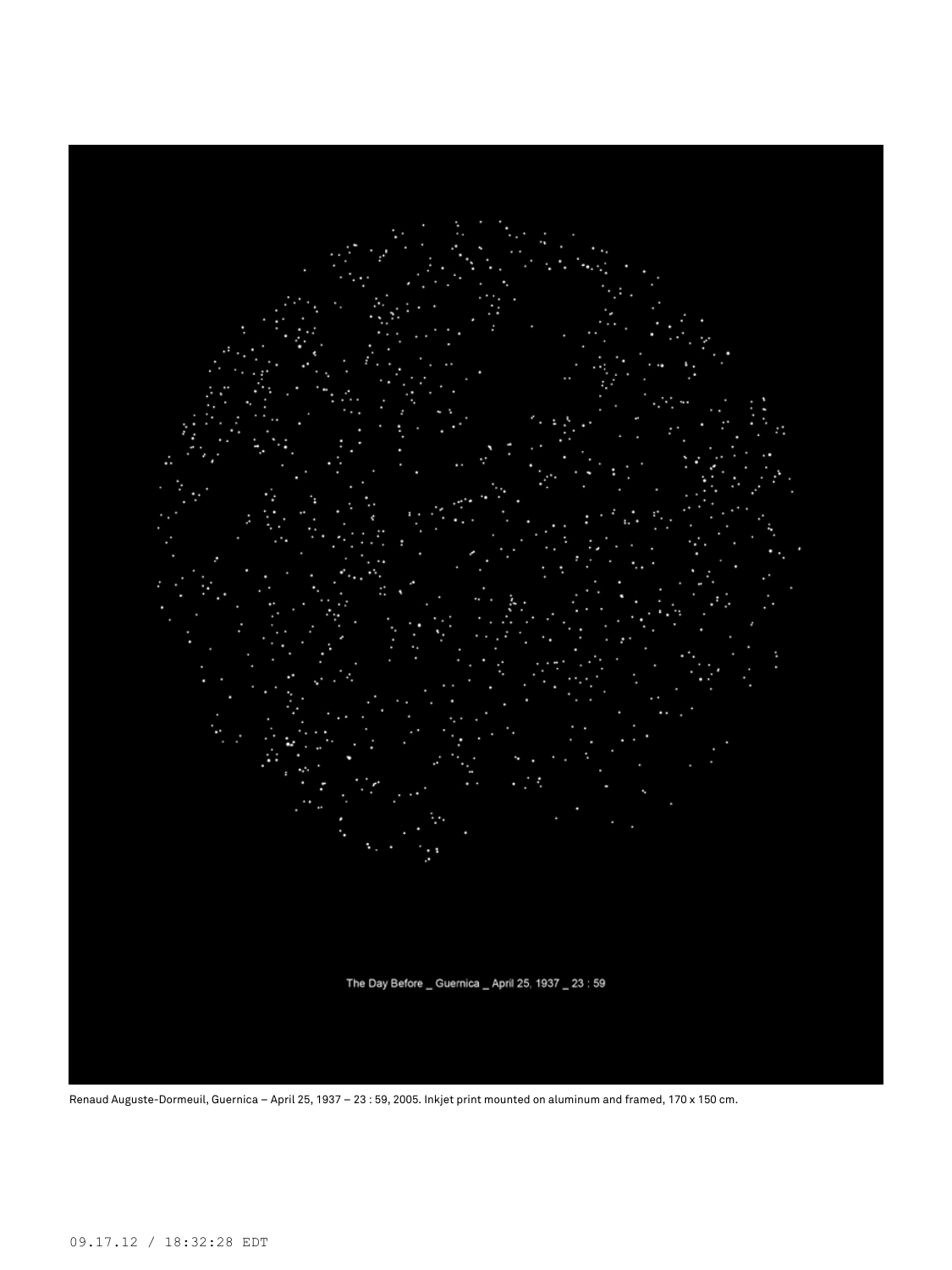Renaud Auguste-Dormeuil, Guernica – April 25, 1937 – 23 : 59, 2005. Inkjet print mounted on aluminum and framed, 170 x 150 cm.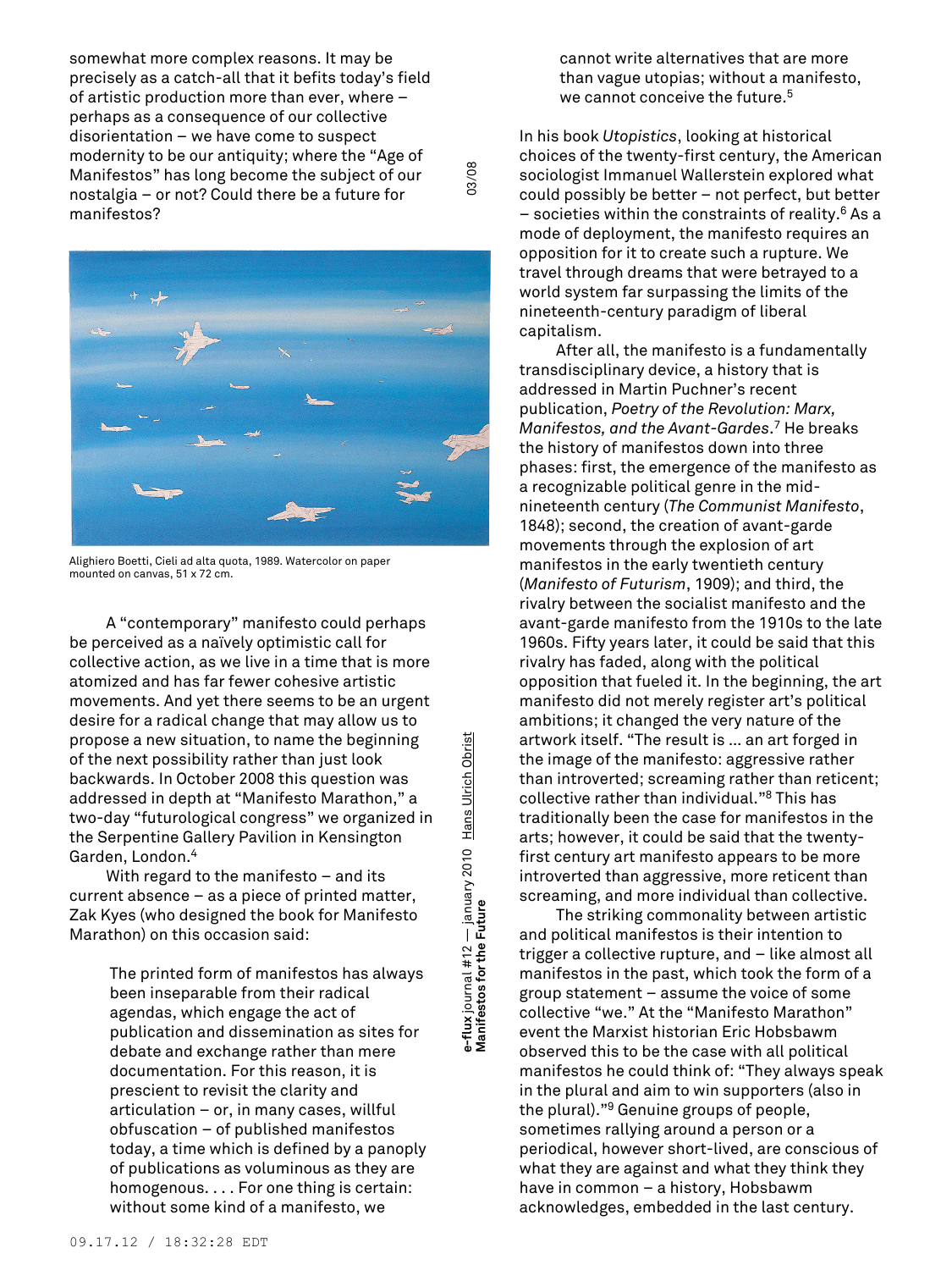somewhat more complex reasons. It may be precisely as a catch-all that it befits today's field of artistic production more than ever, where – perhaps as a consequence of our collective disorientation – we have come to suspect modernity to be our antiquity; where the "Age of Manifestos" has long become the subject of our nostalgia – or not? Could there be a future for manifestos?

Alighiero Boetti, Cieli ad alta quota, 1989. Watercolor on paper mounted on canvas, 51 x 72 cm.

A "contemporary" manifesto could perhaps be perceived as a naïvely optimistic call for collective action, as we live in a time that is more atomized and has far fewer cohesive artistic movements. And yet there seems to be an urgent desire for a radical change that may allow us to propose a new situation, to name the beginning of the next possibility rather than just look backwards. In October 2008 this question was addressed in depth at "Manifesto Marathon," a two-day "futurological congress" we organized in the Serpentine Gallery Pavilion in Kensington Garden, London.[4]

With regard to the manifesto – and its current absence – as a piece of printed matter, Zak Kyes (who designed the book for Manifesto Marathon) on this occasion said:

> The printed form of manifestos has always been inseparable from their radical agendas, which engage the act of publication and dissemination as sites for debate and exchange rather than mere documentation. For this reason, it is prescient to revisit the clarity and articulation – or, in many cases, willful obfuscation – of published manifestos today, a time which is defined by a panoply of publications as voluminous as they are homogenous. . . . For one thing is certain: without some kind of a manifesto, we cannot write alternatives that are more than vague utopias; without a manifesto, we cannot conceive the future.[5]

In his book *Utopistics*, looking at historical choices of the twenty-first century, the American sociologist Immanuel Wallerstein explored what could possibly be better – not perfect, but better – societies within the constraints of reality.[6] As a mode of deployment, the manifesto requires an opposition for it to create such a rupture. We travel through dreams that were betrayed to a world system far surpassing the limits of the nineteenth-century paradigm of liberal capitalism.

After all, the manifesto is a fundamentally transdisciplinary device, a history that is addressed in Martin Puchner's recent publication, *Poetry of the Revolution: Marx, Manifestos, and the Avant-Gardes*.[7] He breaks the history of manifestos down into three phases: first, the emergence of the manifesto as a recognizable political genre in the mid-nineteenth century (*The Communist Manifesto*, 1848); second, the creation of avant-garde movements through the explosion of art manifestos in the early twentieth century (*Manifesto of Futurism*, 1909); and third, the rivalry between the socialist manifesto and the avant-garde manifesto from the 1910s to the late 1960s. Fifty years later, it could be said that this rivalry has faded, along with the political opposition that fueled it. In the beginning, the art manifesto did not merely register art's political ambitions; it changed the very nature of the artwork itself. "The result is ... an art forged in the image of the manifesto: aggressive rather than introverted; screaming rather than reticent; collective rather than individual."[8] This has traditionally been the case for manifestos in the arts; however, it could be said that the twenty-first century art manifesto appears to be more introverted than aggressive, more reticent than screaming, and more individual than collective.

The striking commonality between artistic and political manifestos is their intention to trigger a collective rupture, and – like almost all manifestos in the past, which took the form of a group statement – assume the voice of some collective "we." At the "Manifesto Marathon" event the Marxist historian Eric Hobsbawm observed this to be the case with all political manifestos he could think of: "They always speak in the plural and aim to win supporters (also in the plural)."[9] Genuine groups of people, sometimes rallying around a person or a periodical, however short-lived, are conscious of what they are against and what they think they have in common – a history, Hobsbawm acknowledges, embedded in the last century.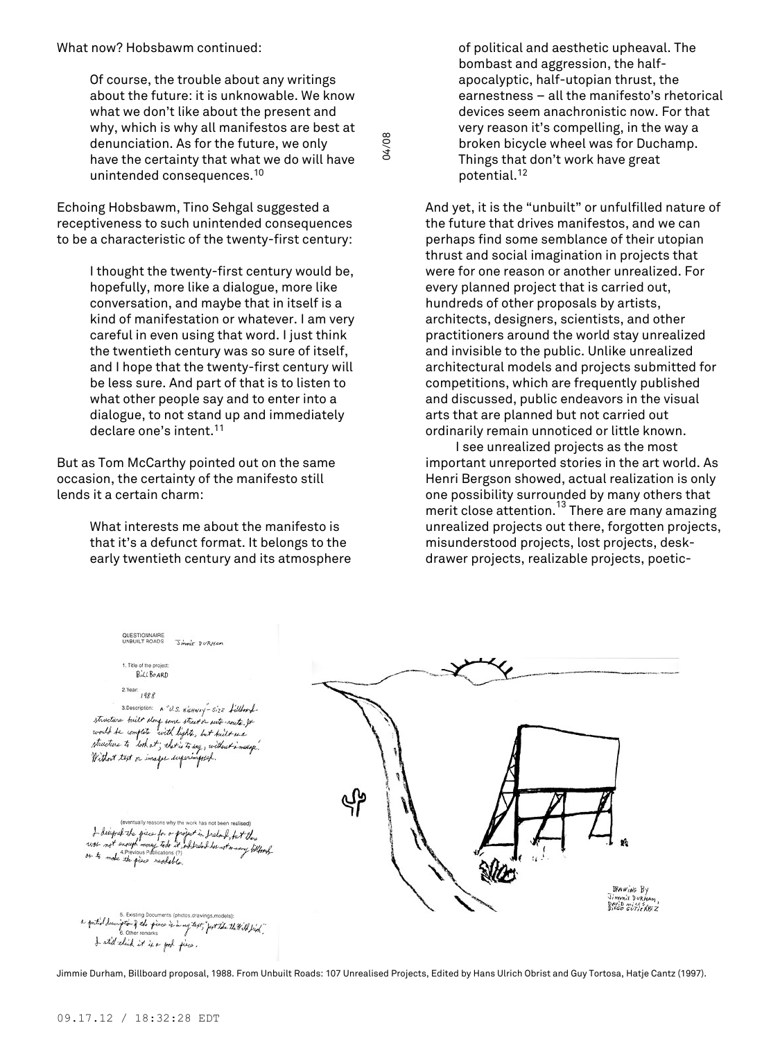What now? Hobsbawm continued:

> Of course, the trouble about any writings about the future: it is unknowable. We know what we don't like about the present and why, which is why all manifestos are best at denunciation. As for the future, we only have the certainty that what we do will have unintended consequences.[10]

Echoing Hobsbawm, Tino Sehgal suggested a receptiveness to such unintended consequences to be a characteristic of the twenty-first century:

> I thought the twenty-first century would be, hopefully, more like a dialogue, more like conversation, and maybe that in itself is a kind of manifestation or whatever. I am very careful in even using that word. I just think the twentieth century was so sure of itself, and I hope that the twenty-first century will be less sure. And part of that is to listen to what other people say and to enter into a dialogue, to not stand up and immediately declare one's intent.[11]

But as Tom McCarthy pointed out on the same occasion, the certainty of the manifesto still lends it a certain charm:

> What interests me about the manifesto is that it's a defunct format. It belongs to the early twentieth century and its atmosphere of political and aesthetic upheaval. The bombast and aggression, the half-apocalyptic, half-utopian thrust, the earnestness – all the manifesto's rhetorical devices seem anachronistic now. For that very reason it's compelling, in the way a broken bicycle wheel was for Duchamp. Things that don't work have great potential.[12]

And yet, it is the "unbuilt" or unfulfilled nature of the future that drives manifestos, and we can perhaps find some semblance of their utopian thrust and social imagination in projects that were for one reason or another unrealized. For every planned project that is carried out, hundreds of other proposals by artists, architects, designers, scientists, and other practitioners around the world stay unrealized and invisible to the public. Unlike unrealized architectural models and projects submitted for competitions, which are frequently published and discussed, public endeavors in the visual arts that are planned but not carried out ordinarily remain unnoticed or little known.

I see unrealized projects as the most important unreported stories in the art world. As Henri Bergson showed, actual realization is only one possibility surrounded by many others that merit close attention.[13] There are many amazing unrealized projects out there, forgotten projects, misunderstood projects, lost projects, desk-drawer projects, realizable projects, poetic-

QUESTIONNAIRE
UNBUILT ROADS Jimmie Durham

1. Title of the project: Billboard

2. Year: 1988

3. Description: A "U.S. Highway"-size billboard-structure built along some street or auto-route. It would be complete with lights, but built as a structure to look at; that is to say, without a message. Without text or images superimposed.

(eventually reasons why the work has not been realised) I designed the piece for a project in Ireland, but there was not enough money to do it, and besides there are not so many billboards or to make the piece readable.

4. Previous Publications (?)

5. Existing Documents (photos, drawings, models): a partial description of the piece is in my text, "Just like the Wild West."

6. Other remarks: I still think it is a good piece.

Drawing by Jimmie Durham, David Miles, Diego Gutierrez

Jimmie Durham, Billboard proposal, 1988. From Unbuilt Roads: 107 Unrealised Projects, Edited by Hans Ulrich Obrist and Guy Tortosa, Hatje Cantz (1997).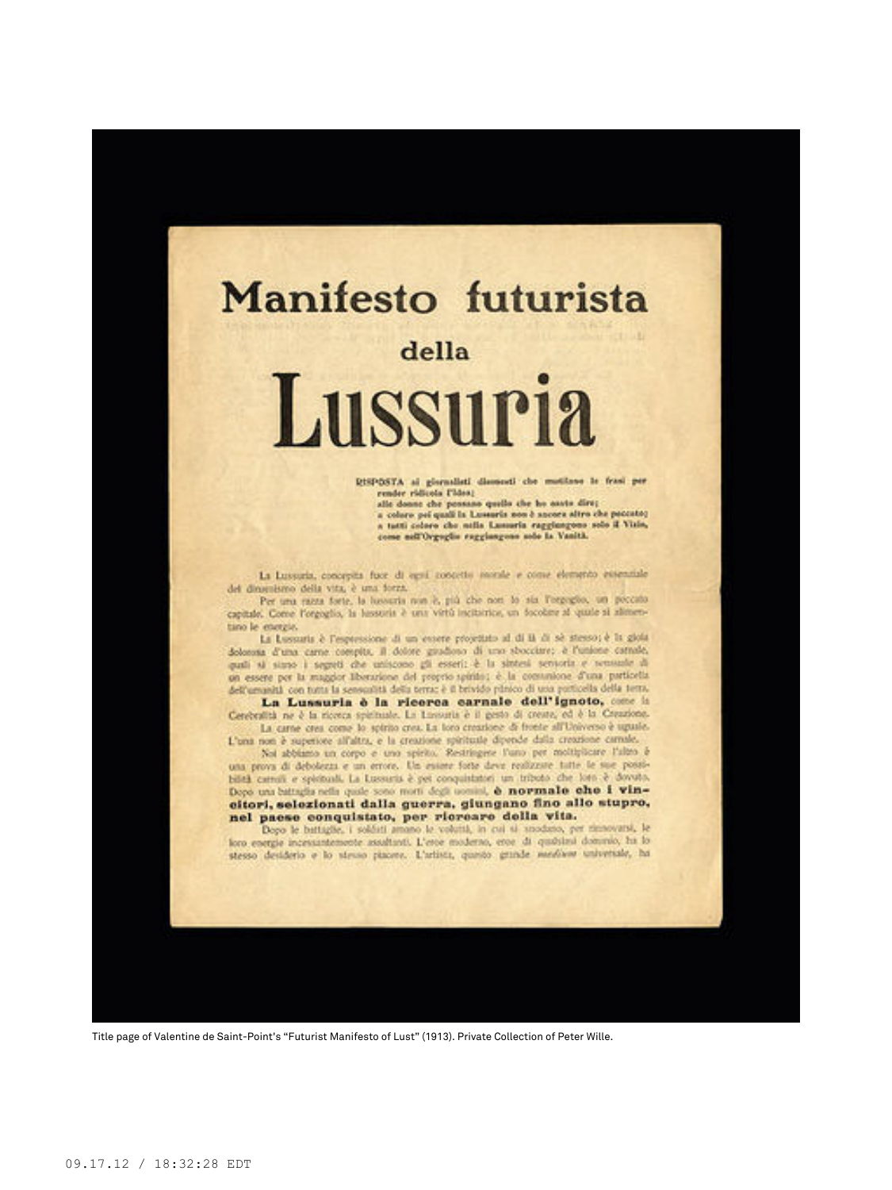# Manifesto futurista della Lussuria

**RISPOSTA ai giornalisti disonesti che mutilano le frasi per render ridicola l'idea;**
**alle donne che pensano quello che ho osato dire;**
**a coloro pei quali la Lussuria non è ancora altro che peccato;**
**a tutti coloro che nella Lussuria raggiungono solo il Vizio, come nell'Orgoglio raggiungono solo la Vanità.**

La Lussuria, concepita fuor di ogni concetto morale e come elemento essenziale del dinamismo della vita, è una forza.

Per una razza forte, la lussuria non è, più che non lo sia l'orgoglio, un peccato capitale. Come l'orgoglio, la lussuria è una virtù incitatrice, un focolare al quale si alimentano le energie.

La Lussuria è l'espressione di un essere projettato al di là di sè stesso; è la gioia dolorosa d'una carne compita, il dolore gioioso di uno sbocciare; è l'unione carnale, quali si siano i segreti che uniscono gli esseri; è la sintesi sensoria e sensuale di un essere per la maggior liberazione del proprio spirito; è la comunione d'una particella dell'umanità con tutta la sensualità della terra; è il brivido panico di una particella della terra.

**La Lussuria è la ricerca carnale dell'ignoto,** come la Cerebralità ne è la ricerca spirituale. La Lussuria è il gesto di creare, ed è la Creazione.

La carne crea come lo spirito crea. La loro creazione di fronte all'Universo è uguale. L'una non è superiore all'altra, e la creazione spirituale dipende dalla creazione carnale.

Noi abbiamo un corpo e uno spirito. Restringere l'uno per moltiplicare l'altro è una prova di debolezza e un errore. Un essere forte deve realizzare tutte le sue possibilità carnali e spirituali. La Lussuria è pei conquistatori un tributo che loro è dovuto. Dopo una battaglia nella quale sono morti degli uomini, **è normale che i vincitori, selezionati dalla guerra, giungano fino allo stupro, nel paese conquistato, per ricreare della vita.**

Dopo le battaglie, i soldati amano le voluttà, in cui si snodano, per rinnovarsi, le loro energie incessantemente assaltanti. L'eroe moderno, eroe di qualsiasi dominio, ha lo stesso desiderio e lo stesso piacere. L'artista, questo grande *medium* universale, ha

Title page of Valentine de Saint-Point's "Futurist Manifesto of Lust" (1913). Private Collection of Peter Wille.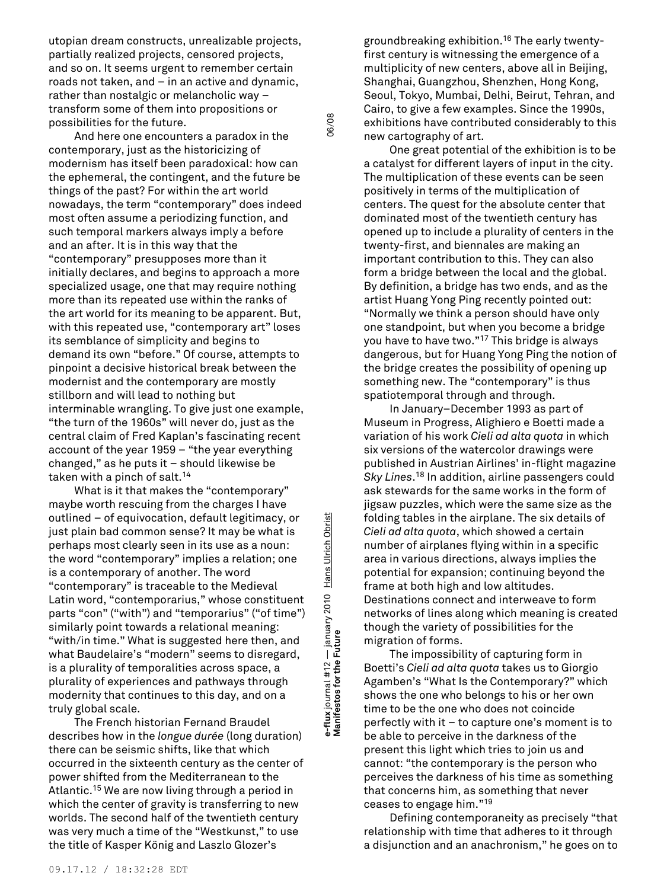utopian dream constructs, unrealizable projects, partially realized projects, censored projects, and so on. It seems urgent to remember certain roads not taken, and – in an active and dynamic, rather than nostalgic or melancholic way – transform some of them into propositions or possibilities for the future.

And here one encounters a paradox in the contemporary, just as the historicizing of modernism has itself been paradoxical: how can the ephemeral, the contingent, and the future be things of the past? For within the art world nowadays, the term "contemporary" does indeed most often assume a periodizing function, and such temporal markers always imply a before and an after. It is in this way that the "contemporary" presupposes more than it initially declares, and begins to approach a more specialized usage, one that may require nothing more than its repeated use within the ranks of the art world for its meaning to be apparent. But, with this repeated use, "contemporary art" loses its semblance of simplicity and begins to demand its own "before." Of course, attempts to pinpoint a decisive historical break between the modernist and the contemporary are mostly stillborn and will lead to nothing but interminable wrangling. To give just one example, "the turn of the 1960s" will never do, just as the central claim of Fred Kaplan's fascinating recent account of the year 1959 – "the year everything changed," as he puts it – should likewise be taken with a pinch of salt.[14]

What is it that makes the "contemporary" maybe worth rescuing from the charges I have outlined – of equivocation, default legitimacy, or just plain bad common sense? It may be what is perhaps most clearly seen in its use as a noun: the word "contemporary" implies a relation; one is a contemporary of another. The word "contemporary" is traceable to the Medieval Latin word, "contemporarius," whose constituent parts "con" ("with") and "temporarius" ("of time") similarly point towards a relational meaning: "with/in time." What is suggested here then, and what Baudelaire's "modern" seems to disregard, is a plurality of temporalities across space, a plurality of experiences and pathways through modernity that continues to this day, and on a truly global scale.

The French historian Fernand Braudel describes how in the *longue durée* (long duration) there can be seismic shifts, like that which occurred in the sixteenth century as the center of power shifted from the Mediterranean to the Atlantic.[15] We are now living through a period in which the center of gravity is transferring to new worlds. The second half of the twentieth century was very much a time of the "Westkunst," to use the title of Kasper König and Laszlo Glozer's groundbreaking exhibition.[16] The early twenty-first century is witnessing the emergence of a multiplicity of new centers, above all in Beijing, Shanghai, Guangzhou, Shenzhen, Hong Kong, Seoul, Tokyo, Mumbai, Delhi, Beirut, Tehran, and Cairo, to give a few examples. Since the 1990s, exhibitions have contributed considerably to this new cartography of art.

One great potential of the exhibition is to be a catalyst for different layers of input in the city. The multiplication of these events can be seen positively in terms of the multiplication of centers. The quest for the absolute center that dominated most of the twentieth century has opened up to include a plurality of centers in the twenty-first, and biennales are making an important contribution to this. They can also form a bridge between the local and the global. By definition, a bridge has two ends, and as the artist Huang Yong Ping recently pointed out: "Normally we think a person should have only one standpoint, but when you become a bridge you have to have two."[17] This bridge is always dangerous, but for Huang Yong Ping the notion of the bridge creates the possibility of opening up something new. The "contemporary" is thus spatiotemporal through and through.

In January–December 1993 as part of Museum in Progress, Alighiero e Boetti made a variation of his work *Cieli ad alta quota* in which six versions of the watercolor drawings were published in Austrian Airlines' in-flight magazine *Sky Lines*.[18] In addition, airline passengers could ask stewards for the same works in the form of jigsaw puzzles, which were the same size as the folding tables in the airplane. The six details of *Cieli ad alta quota*, which showed a certain number of airplanes flying within in a specific area in various directions, always implies the potential for expansion; continuing beyond the frame at both high and low altitudes. Destinations connect and interweave to form networks of lines along which meaning is created though the variety of possibilities for the migration of forms.

The impossibility of capturing form in Boetti's *Cieli ad alta quota* takes us to Giorgio Agamben's "What Is the Contemporary?" which shows the one who belongs to his or her own time to be the one who does not coincide perfectly with it – to capture one's moment is to be able to perceive in the darkness of the present this light which tries to join us and cannot: "the contemporary is the person who perceives the darkness of his time as something that concerns him, as something that never ceases to engage him."[19]

Defining contemporaneity as precisely "that relationship with time that adheres to it through a disjunction and an anachronism," he goes on to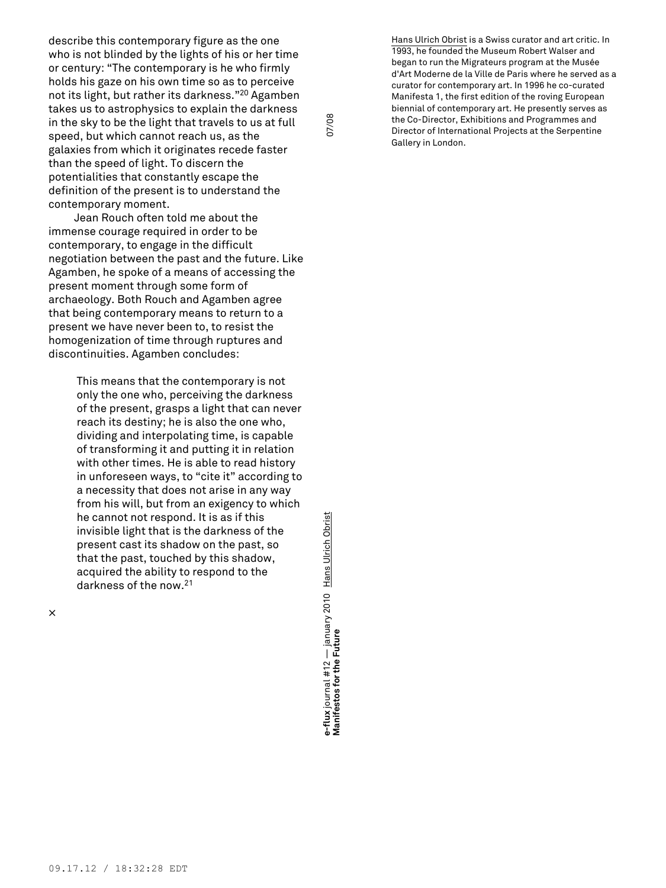describe this contemporary figure as the one who is not blinded by the lights of his or her time or century: "The contemporary is he who firmly holds his gaze on his own time so as to perceive not its light, but rather its darkness."[20] Agamben takes us to astrophysics to explain the darkness in the sky to be the light that travels to us at full speed, but which cannot reach us, as the galaxies from which it originates recede faster than the speed of light. To discern the potentialities that constantly escape the definition of the present is to understand the contemporary moment.

Jean Rouch often told me about the immense courage required in order to be contemporary, to engage in the difficult negotiation between the past and the future. Like Agamben, he spoke of a means of accessing the present moment through some form of archaeology. Both Rouch and Agamben agree that being contemporary means to return to a present we have never been to, to resist the homogenization of time through ruptures and discontinuities. Agamben concludes:

> This means that the contemporary is not only the one who, perceiving the darkness of the present, grasps a light that can never reach its destiny; he is also the one who, dividing and interpolating time, is capable of transforming it and putting it in relation with other times. He is able to read history in unforeseen ways, to "cite it" according to a necessity that does not arise in any way from his will, but from an exigency to which he cannot not respond. It is as if this invisible light that is the darkness of the present cast its shadow on the past, so that the past, touched by this shadow, acquired the ability to respond to the darkness of the now.[21]

×

Hans Ulrich Obrist is a Swiss curator and art critic. In 1993, he founded the Museum Robert Walser and began to run the Migrateurs program at the Musée d'Art Moderne de la Ville de Paris where he served as a curator for contemporary art. In 1996 he co-curated Manifesta 1, the first edition of the roving European biennial of contemporary art. He presently serves as the Co-Director, Exhibitions and Programmes and Director of International Projects at the Serpentine Gallery in London.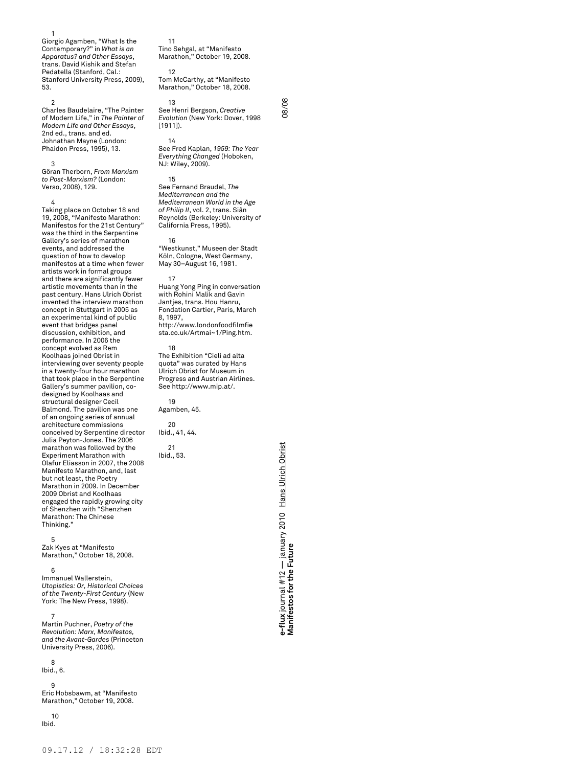1
Giorgio Agamben, “What Is the Contemporary?” in *What is an Apparatus? and Other Essays*, trans. David Kishik and Stefan Pedatella (Stanford, Cal.: Stanford University Press, 2009), 53.

2
Charles Baudelaire, “The Painter of Modern Life,” in *The Painter of Modern Life and Other Essays*, 2nd ed., trans. and ed. Johnathan Mayne (London: Phaidon Press, 1995), 13.

3
Göran Therborn, *From Marxism to Post-Marxism?* (London: Verso, 2008), 129.

4
Taking place on October 18 and 19, 2008, “Manifesto Marathon: Manifestos for the 21st Century” was the third in the Serpentine Gallery's series of marathon events, and addressed the question of how to develop manifestos at a time when fewer artists work in formal groups and there are significantly fewer artistic movements than in the past century. Hans Ulrich Obrist invented the interview marathon concept in Stuttgart in 2005 as an experimental kind of public event that bridges panel discussion, exhibition, and performance. In 2006 the concept evolved as Rem Koolhaas joined Obrist in interviewing over seventy people in a twenty-four hour marathon that took place in the Serpentine Gallery's summer pavilion, co-designed by Koolhaas and structural designer Cecil Balmond. The pavilion was one of an ongoing series of annual architecture commissions conceived by Serpentine director Julia Peyton-Jones. The 2006 marathon was followed by the Experiment Marathon with Olafur Eliasson in 2007, the 2008 Manifesto Marathon, and, last but not least, the Poetry Marathon in 2009. In December 2009 Obrist and Koolhaas engaged the rapidly growing city of Shenzhen with “Shenzhen Marathon: The Chinese Thinking.”

5
Zak Kyes at “Manifesto Marathon,” October 18, 2008.

6
Immanuel Wallerstein, *Utopistics: Or, Historical Choices of the Twenty-First Century* (New York: The New Press, 1998).

7
Martin Puchner, *Poetry of the Revolution: Marx, Manifestos, and the Avant-Gardes* (Princeton University Press, 2006).

8
Ibid., 6.

9
Eric Hobsbawm, at “Manifesto Marathon,” October 19, 2008.

10
Ibid.

11
Tino Sehgal, at “Manifesto Marathon,” October 19, 2008.

12
Tom McCarthy, at “Manifesto Marathon,” October 18, 2008.

13
See Henri Bergson, *Creative Evolution* (New York: Dover, 1998 [1911]).

14
See Fred Kaplan, *1959: The Year Everything Changed* (Hoboken, NJ: Wiley, 2009).

15
See Fernand Braudel, *The Mediterranean and the Mediterranean World in the Age of Philip II*, vol. 2, trans. Siân Reynolds (Berkeley: University of California Press, 1995).

16
“Westkunst,” Museen der Stadt Köln, Cologne, West Germany, May 30–August 16, 1981.

17
Huang Yong Ping in conversation with Rohini Malik and Gavin Jantjes, trans. Hou Hanru, Fondation Cartier, Paris, March 8, 1997, http://www.londonfoodfilmfiesta.co.uk/Artmai~1/Ping.htm.

18
The Exhibition “Cieli ad alta quota” was curated by Hans Ulrich Obrist for Museum in Progress and Austrian Airlines. See http://www.mip.at/.

19
Agamben, 45.

20
Ibid., 41, 44.

21
Ibid., 53.